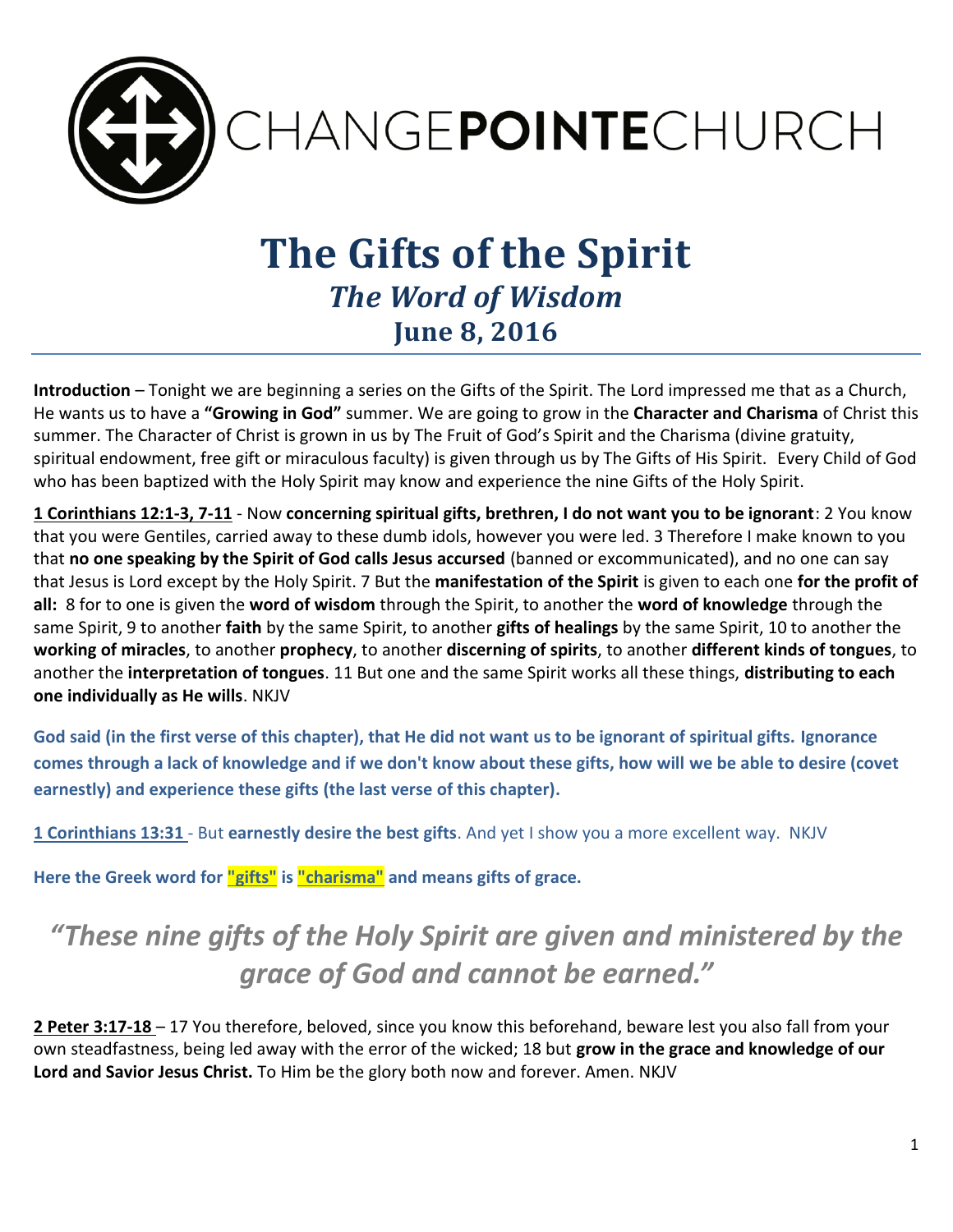CHANGE**POINTE**CHURCH

# The Gifts of the Spirit

## *The Word of Wisdom*

### June 8, 2016

**Introduction** – Tonight we are beginning a series on the Gifts of the Spirit. The Lord impressed me that as a Church, He wants us to have a **"Growing in God"** summer. We are going to grow in the **Character and Charisma** of Christ this summer. The Character of Christ is grown in us by The Fruit of God's Spirit and the Charisma (divine gratuity, spiritual endowment, free gift or miraculous faculty) is given through us by The Gifts of His Spirit. Every Child of God who has been baptized with the Holy Spirit may know and experience the nine Gifts of the Holy Spirit.

**1 Corinthians 12:1-3, 7-11** - Now **concerning spiritual gifts, brethren, I do not want you to be ignorant**: 2 You know that you were Gentiles, carried away to these dumb idols, however you were led. 3 Therefore I make known to you that **no one speaking by the Spirit of God calls Jesus accursed** (banned or excommunicated), and no one can say that Jesus is Lord except by the Holy Spirit. 7 But the **manifestation of the Spirit** is given to each one **for the profit of all:** 8 for to one is given the **word of wisdom** through the Spirit, to another the **word of knowledge** through the same Spirit, 9 to another **faith** by the same Spirit, to another **gifts of healings** by the same Spirit, 10 to another the **working of miracles**, to another **prophecy**, to another **discerning of spirits**, to another **different kinds of tongues**, to another the **interpretation of tongues**. 11 But one and the same Spirit works all these things, **distributing to each one individually as He wills**. NKJV

**God said (in the first verse of this chapter), that He did not want us to be ignorant of spiritual gifts. Ignorance comes through a lack of knowledge and if we don't know about these gifts, how will we be able to desire (covet earnestly) and experience these gifts (the last verse of this chapter).**

**1 Corinthians 13:31** - But **earnestly desire the best gifts**. And yet I show you a more excellent way. NKJV

**Here the Greek word for "gifts" is "charisma" and means gifts of grace.**

> ***"These nine gifts of the Holy Spirit are given and ministered by the grace of God and cannot be earned."***

**2 Peter 3:17-18** – 17 You therefore, beloved, since you know this beforehand, beware lest you also fall from your own steadfastness, being led away with the error of the wicked; 18 but **grow in the grace and knowledge of our Lord and Savior Jesus Christ.** To Him be the glory both now and forever. Amen. NKJV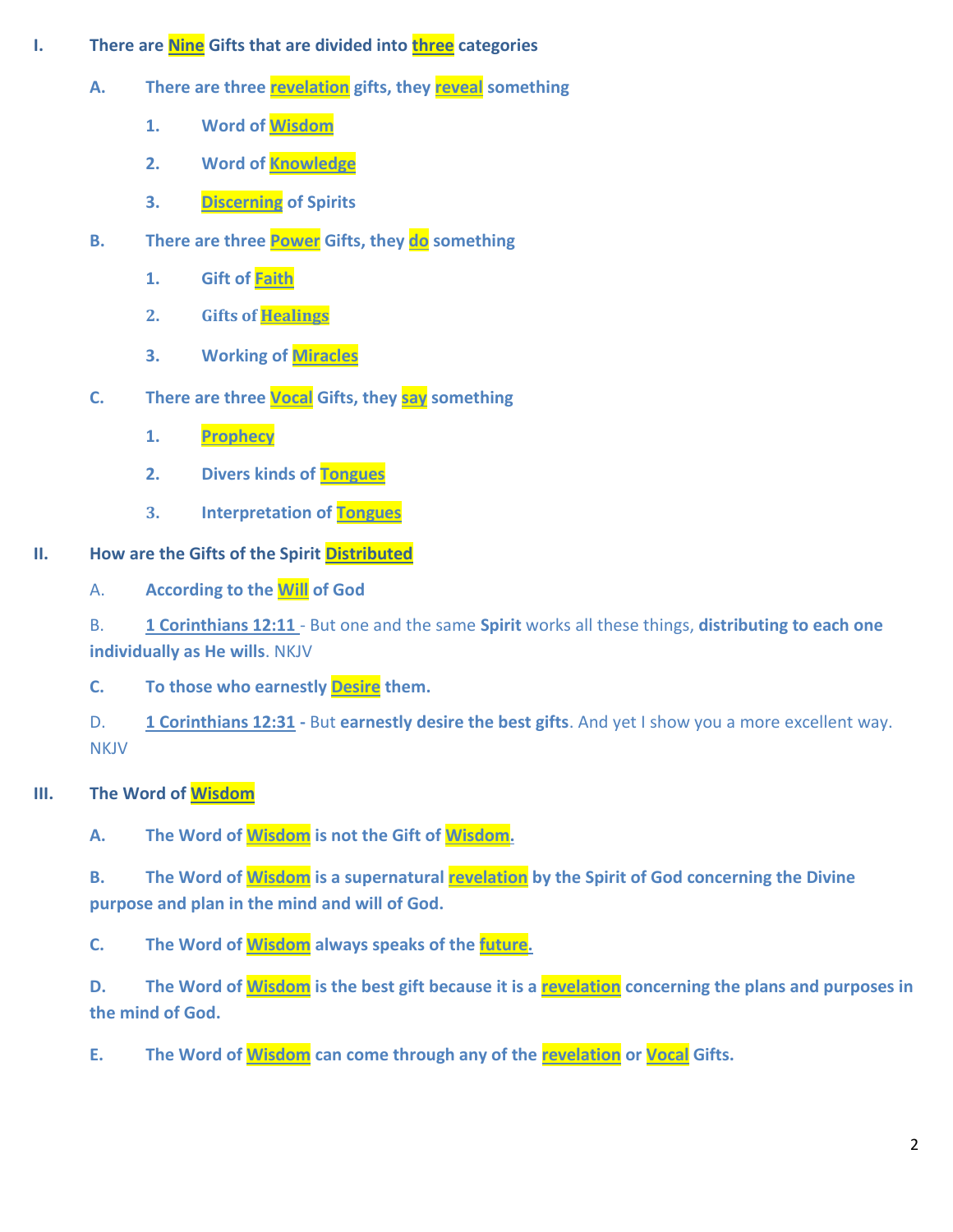I. **There are Nine Gifts that are divided into three categories**

   A. **There are three revelation gifts, they reveal something**

      1. **Word of Wisdom**

      2. **Word of Knowledge**

      3. **Discerning of Spirits**

   B. **There are three Power Gifts, they do something**

      1. **Gift of Faith**

      2. **Gifts of Healings**

      3. **Working of Miracles**

   C. **There are three Vocal Gifts, they say something**

      1. **Prophecy**

      2. **Divers kinds of Tongues**

      3. **Interpretation of Tongues**

II. **How are the Gifts of the Spirit Distributed**

   A. **According to the Will of God**

   B. **1 Corinthians 12:11** - But one and the same **Spirit** works all these things, **distributing to each one individually as He wills**. NKJV

   C. **To those who earnestly Desire them.**

   D. **1 Corinthians 12:31 -** But **earnestly desire the best gifts**. And yet I show you a more excellent way. NKJV

III. **The Word of Wisdom**

   A. **The Word of Wisdom is not the Gift of Wisdom.**

   B. **The Word of Wisdom is a supernatural revelation by the Spirit of God concerning the Divine purpose and plan in the mind and will of God.**

   C. **The Word of Wisdom always speaks of the future.**

   D. **The Word of Wisdom is the best gift because it is a revelation concerning the plans and purposes in the mind of God.**

   E. **The Word of Wisdom can come through any of the revelation or Vocal Gifts.**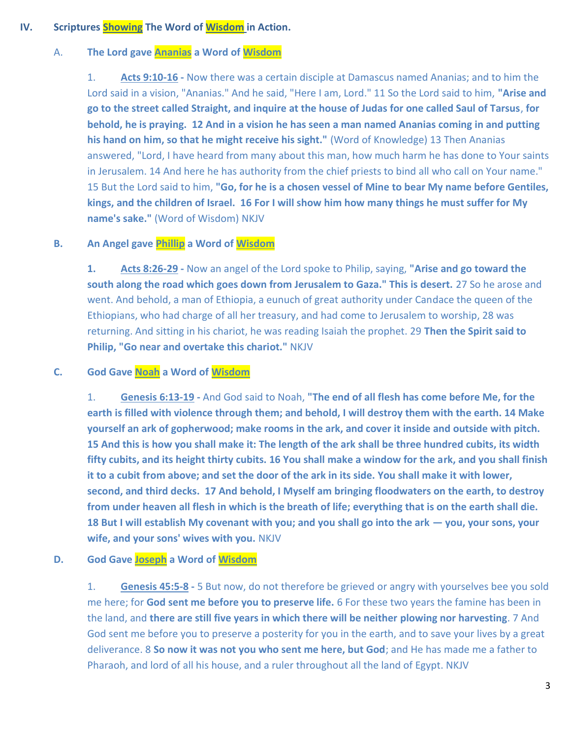## IV. Scriptures Showing The Word of Wisdom in Action.

### A. The Lord gave Ananias a Word of Wisdom

1. **Acts 9:10-16 -** Now there was a certain disciple at Damascus named Ananias; and to him the Lord said in a vision, "Ananias." And he said, "Here I am, Lord." 11 So the Lord said to him, **"Arise and go to the street called Straight, and inquire at the house of Judas for one called Saul of Tarsus**, **for behold, he is praying. 12 And in a vision he has seen a man named Ananias coming in and putting his hand on him, so that he might receive his sight."** (Word of Knowledge) 13 Then Ananias answered, "Lord, I have heard from many about this man, how much harm he has done to Your saints in Jerusalem. 14 And here he has authority from the chief priests to bind all who call on Your name." 15 But the Lord said to him, **"Go, for he is a chosen vessel of Mine to bear My name before Gentiles, kings, and the children of Israel. 16 For I will show him how many things he must suffer for My name's sake."** (Word of Wisdom) NKJV

### B. An Angel gave Phillip a Word of Wisdom

1. **Acts 8:26-29 -** Now an angel of the Lord spoke to Philip, saying, **"Arise and go toward the south along the road which goes down from Jerusalem to Gaza." This is desert.** 27 So he arose and went. And behold, a man of Ethiopia, a eunuch of great authority under Candace the queen of the Ethiopians, who had charge of all her treasury, and had come to Jerusalem to worship, 28 was returning. And sitting in his chariot, he was reading Isaiah the prophet. 29 **Then the Spirit said to Philip, "Go near and overtake this chariot."** NKJV

### C. God Gave Noah a Word of Wisdom

1. **Genesis 6:13-19 -** And God said to Noah, **"The end of all flesh has come before Me, for the earth is filled with violence through them; and behold, I will destroy them with the earth. 14 Make yourself an ark of gopherwood; make rooms in the ark, and cover it inside and outside with pitch. 15 And this is how you shall make it: The length of the ark shall be three hundred cubits, its width fifty cubits, and its height thirty cubits. 16 You shall make a window for the ark, and you shall finish it to a cubit from above; and set the door of the ark in its side. You shall make it with lower, second, and third decks. 17 And behold, I Myself am bringing floodwaters on the earth, to destroy from under heaven all flesh in which is the breath of life; everything that is on the earth shall die. 18 But I will establish My covenant with you; and you shall go into the ark — you, your sons, your wife, and your sons' wives with you.** NKJV

### D. God Gave Joseph a Word of Wisdom

1. **Genesis 45:5-8 -** 5 But now, do not therefore be grieved or angry with yourselves bee you sold me here; for **God sent me before you to preserve life.** 6 For these two years the famine has been in the land, and **there are still five years in which there will be neither plowing nor harvesting**. 7 And God sent me before you to preserve a posterity for you in the earth, and to save your lives by a great deliverance. 8 **So now it was not you who sent me here, but God**; and He has made me a father to Pharaoh, and lord of all his house, and a ruler throughout all the land of Egypt. NKJV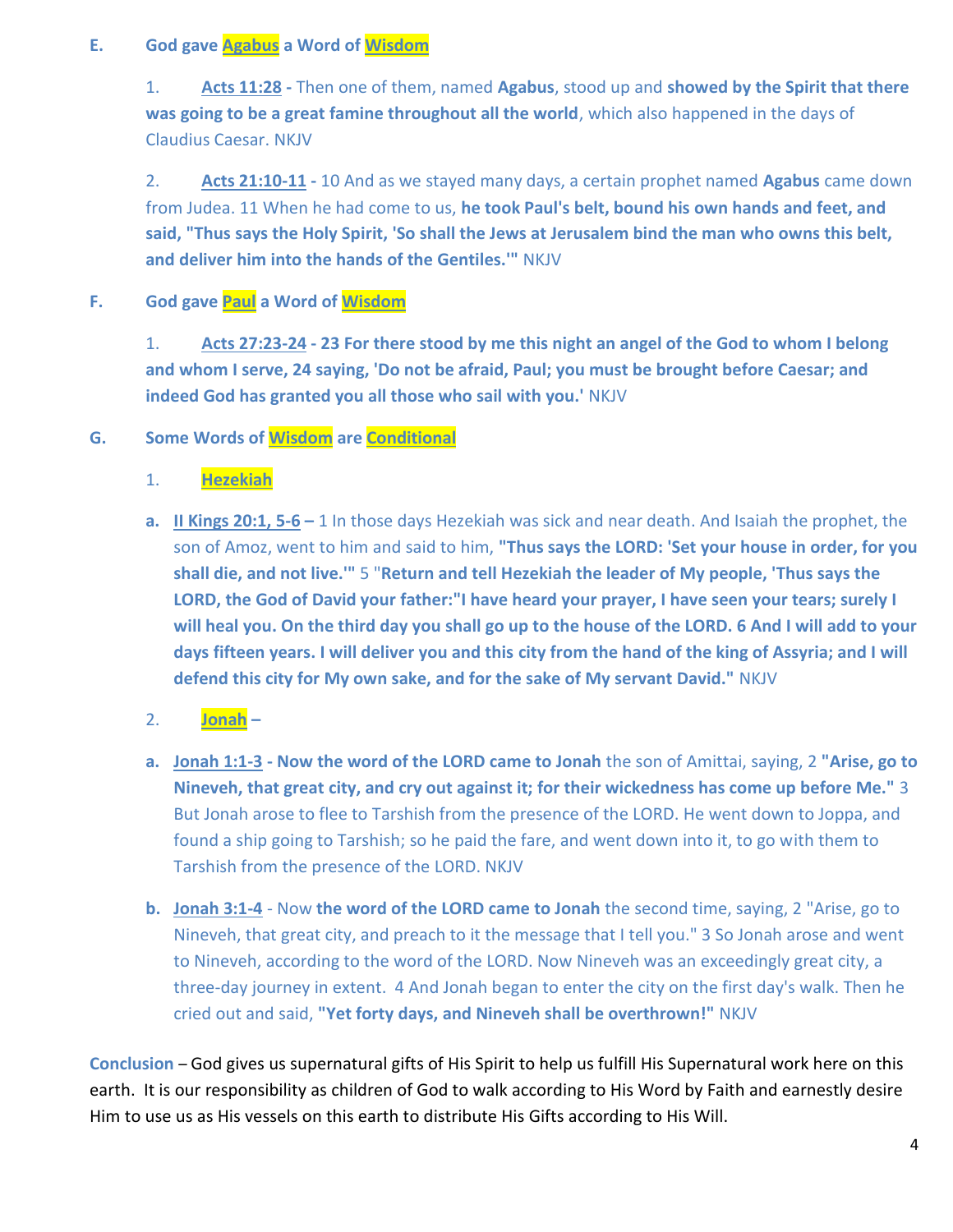**E. God gave Agabus a Word of Wisdom**

1. **Acts 11:28 -** Then one of them, named **Agabus**, stood up and **showed by the Spirit that there was going to be a great famine throughout all the world**, which also happened in the days of Claudius Caesar. NKJV

2. **Acts 21:10-11 -** 10 And as we stayed many days, a certain prophet named **Agabus** came down from Judea. 11 When he had come to us, **he took Paul's belt, bound his own hands and feet, and said, "Thus says the Holy Spirit, 'So shall the Jews at Jerusalem bind the man who owns this belt, and deliver him into the hands of the Gentiles.'"** NKJV

**F. God gave Paul a Word of Wisdom**

1. **Acts 27:23-24 - 23 For there stood by me this night an angel of the God to whom I belong and whom I serve, 24 saying, 'Do not be afraid, Paul; you must be brought before Caesar; and indeed God has granted you all those who sail with you.'** NKJV

**G. Some Words of Wisdom are Conditional**

1. **Hezekiah**

   a. **II Kings 20:1, 5-6 –** 1 In those days Hezekiah was sick and near death. And Isaiah the prophet, the son of Amoz, went to him and said to him, **"Thus says the LORD: 'Set your house in order, for you shall die, and not live.'"** 5 "**Return and tell Hezekiah the leader of My people, 'Thus says the LORD, the God of David your father:"I have heard your prayer, I have seen your tears; surely I will heal you. On the third day you shall go up to the house of the LORD. 6 And I will add to your days fifteen years. I will deliver you and this city from the hand of the king of Assyria; and I will defend this city for My own sake, and for the sake of My servant David."** NKJV

2. **Jonah –**

   a. **Jonah 1:1-3 - Now the word of the LORD came to Jonah** the son of Amittai, saying, 2 **"Arise, go to Nineveh, that great city, and cry out against it; for their wickedness has come up before Me."** 3 But Jonah arose to flee to Tarshish from the presence of the LORD. He went down to Joppa, and found a ship going to Tarshish; so he paid the fare, and went down into it, to go with them to Tarshish from the presence of the LORD. NKJV

   b. **Jonah 3:1-4** - Now **the word of the LORD came to Jonah** the second time, saying, 2 "Arise, go to Nineveh, that great city, and preach to it the message that I tell you." 3 So Jonah arose and went to Nineveh, according to the word of the LORD. Now Nineveh was an exceedingly great city, a three-day journey in extent. 4 And Jonah began to enter the city on the first day's walk. Then he cried out and said, **"Yet forty days, and Nineveh shall be overthrown!"** NKJV

**Conclusion** – God gives us supernatural gifts of His Spirit to help us fulfill His Supernatural work here on this earth. It is our responsibility as children of God to walk according to His Word by Faith and earnestly desire Him to use us as His vessels on this earth to distribute His Gifts according to His Will.